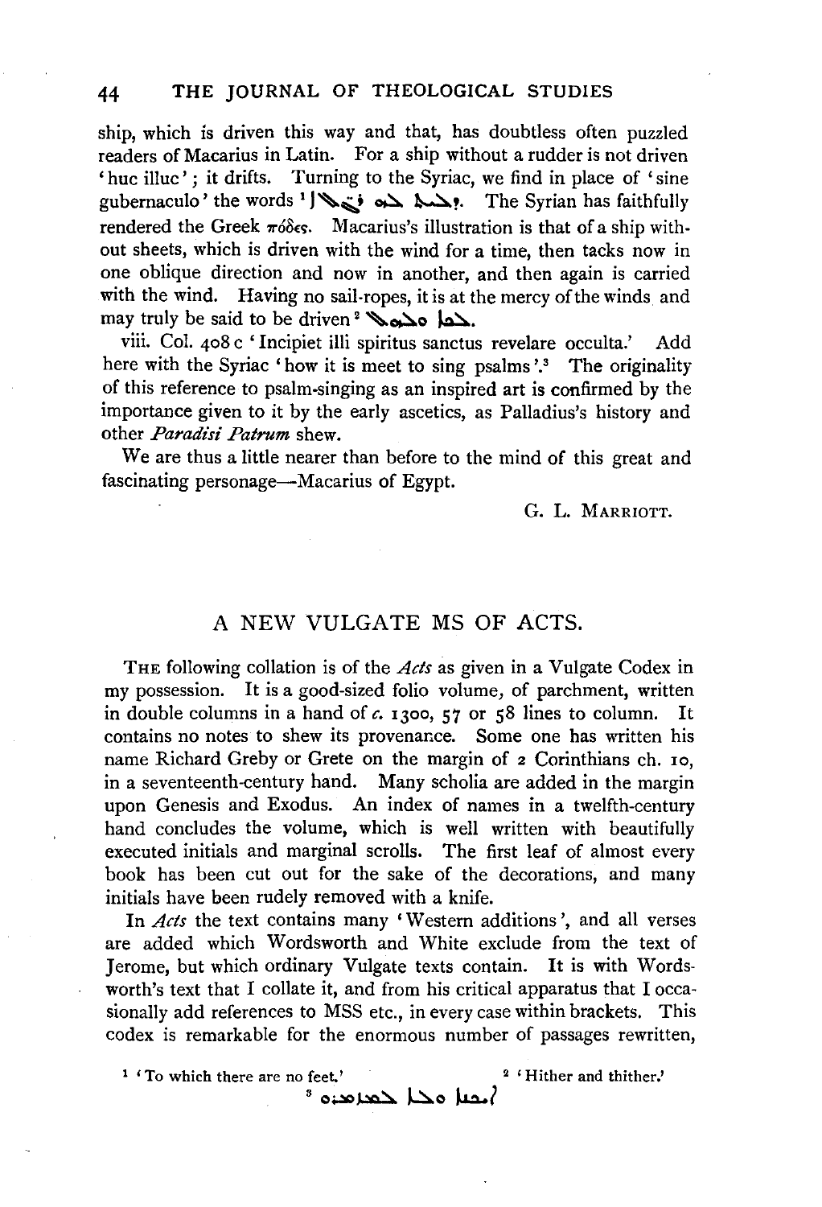ship, which is driven this way and that, has doubtless often puzzled readers of Macarius in Latin. For a ship without a rudder is not driven 'huc illuc'; it drifts. Turning to the Syriac, we find in place of 'sine gubernaculo' the words [1] ܕܠܝܬ ܠܗ ܪ̈ܓܠܐ. The Syrian has faithfully rendered the Greek πόδες. Macarius's illustration is that of a ship without sheets, which is driven with the wind for a time, then tacks now in one oblique direction and now in another, and then again is carried with the wind. Having no sail-ropes, it is at the mercy of the winds and may truly be said to be driven [2] ܠܟܐ ܘܠܟܐ.

viii. Col. 408 c 'Incipiet illi spiritus sanctus revelare occulta.' Add here with the Syriac 'how it is meet to sing psalms'.[3] The originality of this reference to psalm-singing as an inspired art is confirmed by the importance given to it by the early ascetics, as Palladius's history and other *Paradisi Patrum* shew.

We are thus a little nearer than before to the mind of this great and fascinating personage—Macarius of Egypt.

G. L. MARRIOTT.

## A NEW VULGATE MS OF ACTS.

THE following collation is of the *Acts* as given in a Vulgate Codex in my possession. It is a good-sized folio volume, of parchment, written in double columns in a hand of *c.* 1300, 57 or 58 lines to column. It contains no notes to shew its provenance. Some one has written his name Richard Greby or Grete on the margin of 2 Corinthians ch. 10, in a seventeenth-century hand. Many scholia are added in the margin upon Genesis and Exodus. An index of names in a twelfth-century hand concludes the volume, which is well written with beautifully executed initials and marginal scrolls. The first leaf of almost every book has been cut out for the sake of the decorations, and many initials have been rudely removed with a knife.

In *Acts* the text contains many 'Western additions', and all verses are added which Wordsworth and White exclude from the text of Jerome, but which ordinary Vulgate texts contain. It is with Wordsworth's text that I collate it, and from his critical apparatus that I occasionally add references to MSS etc., in every case within brackets. This codex is remarkable for the enormous number of passages rewritten,

[1] 'To which there are no feet.'

[2] 'Hither and thither.'

[3] ܐܝܟܢܐ ܘܠܐ ܠܡܙܡܪܘ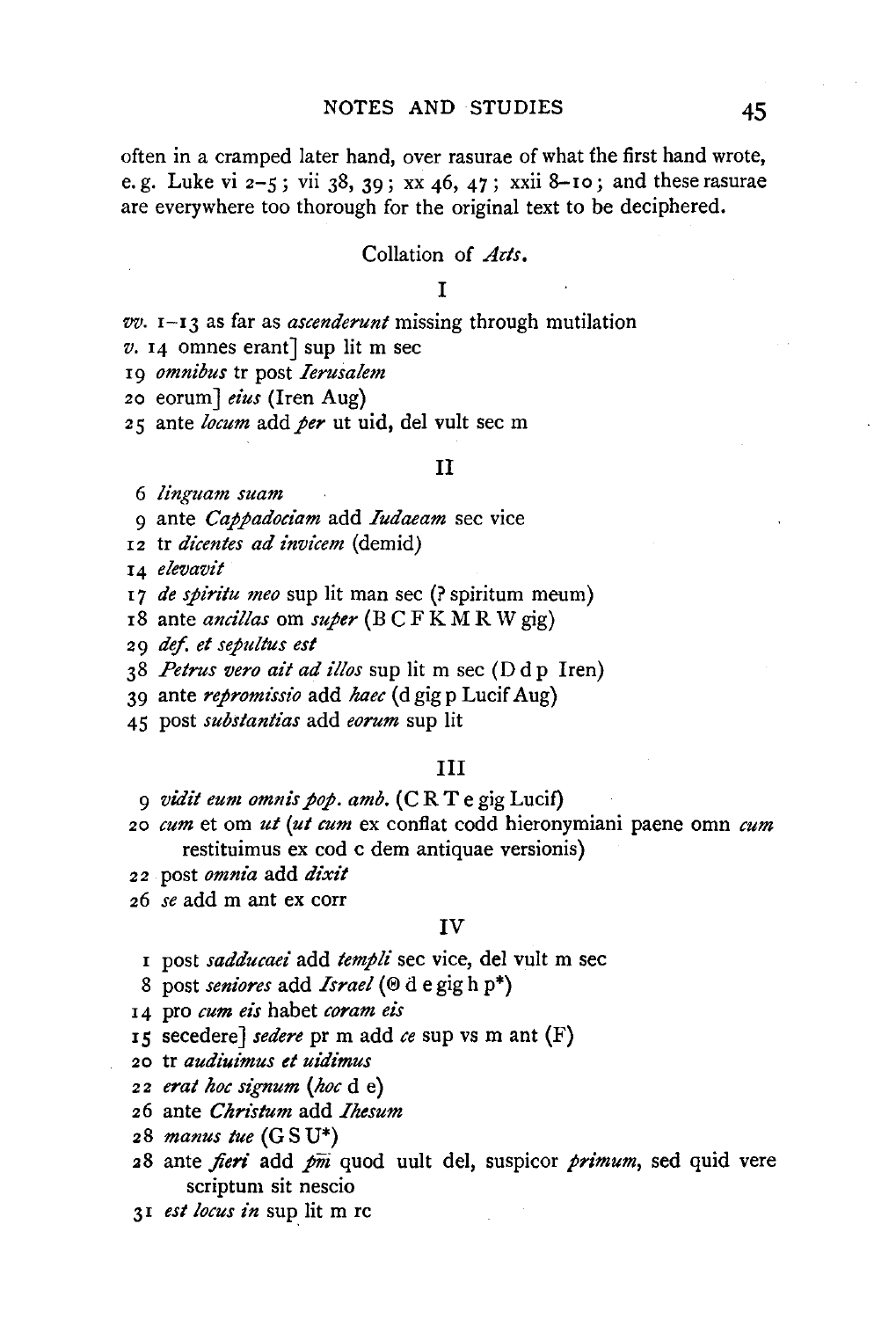often in a cramped later hand, over rasurae of what the first hand wrote, e.g. Luke vi 2–5; vii 38, 39; xx 46, 47; xxii 8–10; and these rasurae are everywhere too thorough for the original text to be deciphered.

## Collation of *Acts*.

### I

*vv.* 1–13 as far as *ascenderunt* missing through mutilation
*v.* 14 omnes erant] sup lit m sec
19 *omnibus* tr post *Ierusalem*
20 eorum] *eius* (Iren Aug)
25 ante *locum* add *per* ut uid, del vult sec m

### II

6 *linguam suam*
9 ante *Cappadociam* add *Iudaeam* sec vice
12 tr *dicentes ad invicem* (demid)
14 *elevavit*
17 *de spiritu meo* sup lit man sec (? spiritum meum)
18 ante *ancillas* om *super* (B C F K M R W gig)
29 *def. et sepultus est*
38 *Petrus vero ait ad illos* sup lit m sec (D d p Iren)
39 ante *repromissio* add *haec* (d gig p Lucif Aug)
45 post *substantias* add *eorum* sup lit

### III

9 *vidit eum omnis pop. amb.* (C R T e gig Lucif)
20 *cum* et om *ut* (*ut cum* ex conflat codd hieronymiani paene omn *cum* restituimus ex cod c dem antiquae versionis)
22 post *omnia* add *dixit*
26 *se* add m ant ex corr

### IV

1 post *sadducaei* add *templi* sec vice, del vult m sec
8 post *seniores* add *Israel* (Θ d e gig h p*)
14 pro *cum eis* habet *coram eis*
15 secedere] *sedere* pr m add *ce* sup vs m ant (F)
20 tr *audiuimus et uidimus*
22 *erat hoc signum* (*hoc* d e)
26 ante *Christum* add *Ihesum*
28 *manus tue* (G S U*)
28 ante *fieri* add *p̄m̄* quod uult del, suspicor *primum*, sed quid vere scriptum sit nescio
31 *est locus in* sup lit m rc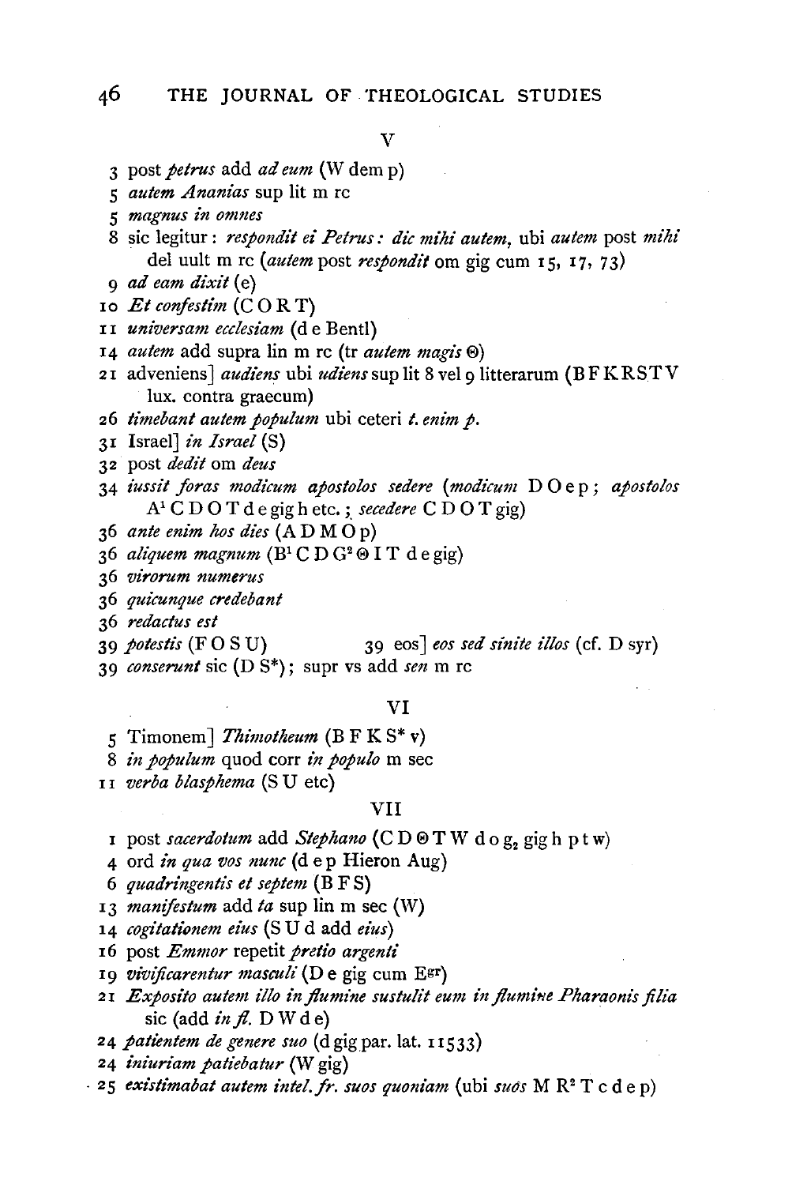## V

3 post *petrus* add *ad eum* (W dem p)

5 *autem Ananias* sup lit m rc

5 *magnus in omnes*

8 sic legitur: *respondit ei Petrus: dic mihi autem*, ubi *autem* post *mihi* del uult m rc (*autem* post *respondit* om gig cum 15, 17, 73)

9 *ad eam dixit* (e)

10 *Et confestim* (C O R T)

11 *universam ecclesiam* (d e Bentl)

14 *autem* add supra lin m rc (tr *autem magis* Θ)

21 adveniens] *audiens* ubi *udiens* sup lit 8 vel 9 litterarum (B F K R S T V lux. contra graecum)

26 *timebant autem populum* ubi ceteri *t. enim p.*

31 Israel] *in Israel* (S)

32 post *dedit* om *deus*

34 *iussit foras modicum apostolos sedere* (*modicum* D O e p; *apostolos* A[1] C D O T d e gig h etc.; *secedere* C D O T gig)

36 *ante enim hos dies* (A D M O p)

36 *aliquem magnum* (B[1] C D G[2] Θ I T d e gig)

36 *virorum numerus*

36 *quicunque credebant*

36 *redactus est*

39 *potestis* (F O S U)

39 eos] *eos sed sinite illos* (cf. D syr)

39 *conserunt* sic (D S*); supr vs add *sen* m rc

## VI

5 Timonem] *Thimotheum* (B F K S* v)

8 *in populum* quod corr *in populo* m sec

11 *verba blasphema* (S U etc)

## VII

1 post *sacerdotum* add *Stephano* (C D Θ T W d o g₂ gig h p t w)

4 ord *in qua vos nunc* (d e p Hieron Aug)

6 *quadringentis et septem* (B F S)

13 *manifestum* add *ta* sup lin m sec (W)

14 *cogitationem eius* (S U d add *eius*)

16 post *Emmor* repetit *pretio argenti*

19 *vivificarentur masculi* (D e gig cum E[gr])

21 *Exposito autem illo in flumine sustulit eum in flumine Pharaonis filia* sic (add *in fl.* D W d e)

24 *patientem de genere suo* (d gig par. lat. 11533)

24 *iniuriam patiebatur* (W gig)

25 *existimabat autem intel. fr. suos quoniam* (ubi *suós* M R[2] T c d e p)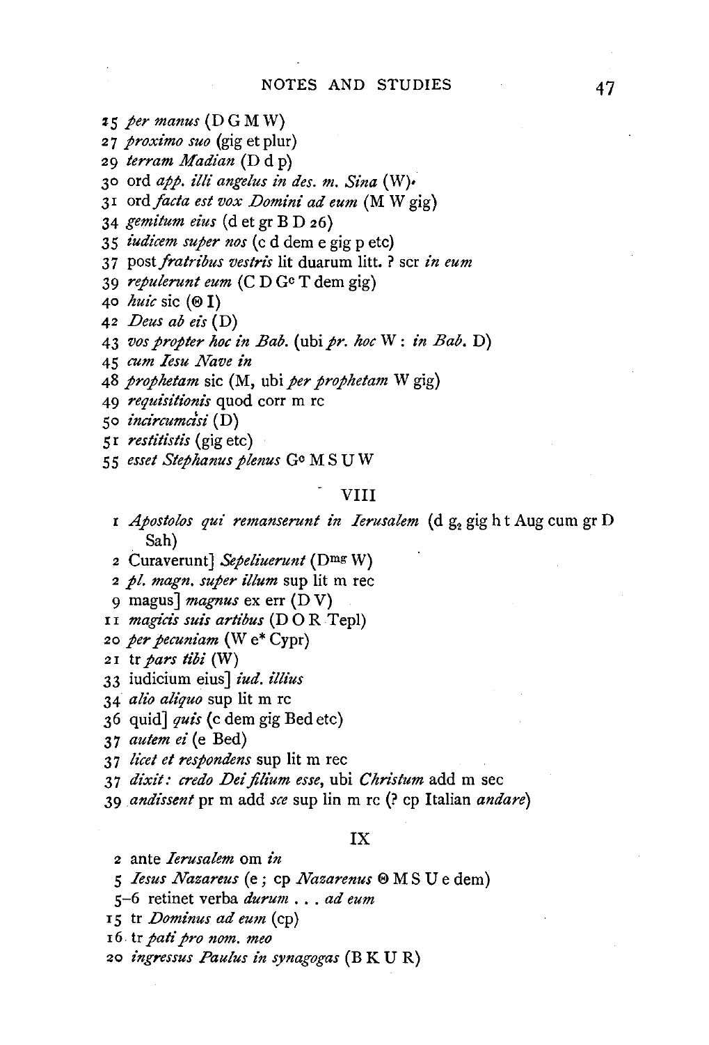25 *per manus* (D G M W)
27 *proximo suo* (gig et plur)
29 *terram Madian* (D d p)
30 ord *app. illi angelus in des. m. Sina* (W).
31 ord *facta est vox Domini ad eum* (M W gig)
34 *gemitum eius* (d et gr B D 26)
35 *iudicem super nos* (c d dem e gig p etc)
37 post *fratribus vestris* lit duarum litt. ? scr *in eum*
39 *repulerunt eum* (C D G^c T dem gig)
40 *huic* sic (Θ I)
42 *Deus ab eis* (D)
43 *vos propter hoc in Bab.* (ubi *pr. hoc* W : *in Bab.* D)
45 *cum Iesu Nave in*
48 *prophetam* sic (M, ubi *per prophetam* W gig)
49 *requisitionis* quod corr m rc
50 *incircumcisi* (D)
51 *restitistis* (gig etc)
55 *esset Stephanus plenus* G^c M S U W

## VIII

1 *Apostolos qui remanserunt in Ierusalem* (d $g_2$ gig h t Aug cum gr D Sah)
2 Curaverunt] *Sepeliuerunt* (D^mg W)
2 *pl. magn. super illum* sup lit m rec
9 magus] *magnus* ex err (D V)
11 *magicis suis artibus* (D O R Tepl)
20 *per pecuniam* (W e* Cypr)
21 tr *pars tibi* (W)
33 iudicium eius] *iud. illius*
34 *alio aliquo* sup lit m rc
36 quid] *quis* (c dem gig Bed etc)
37 *autem ei* (e Bed)
37 *licet et respondens* sup lit m rec
37 *dixit: credo Dei filium esse*, ubi *Christum* add m sec
39 *andissent* pr m add *sce* sup lin m rc (? cp Italian *andare*)

## IX

2 ante *Ierusalem* om *in*
5 *Iesus Nazareus* (e ; cp *Nazarenus* Θ M S U e dem)
5–6 retinet verba *durum . . . ad eum*
15 tr *Dominus ad eum* (cp)
16 tr *pati pro nom. meo*
20 *ingressus Paulus in synagogas* (B K U R)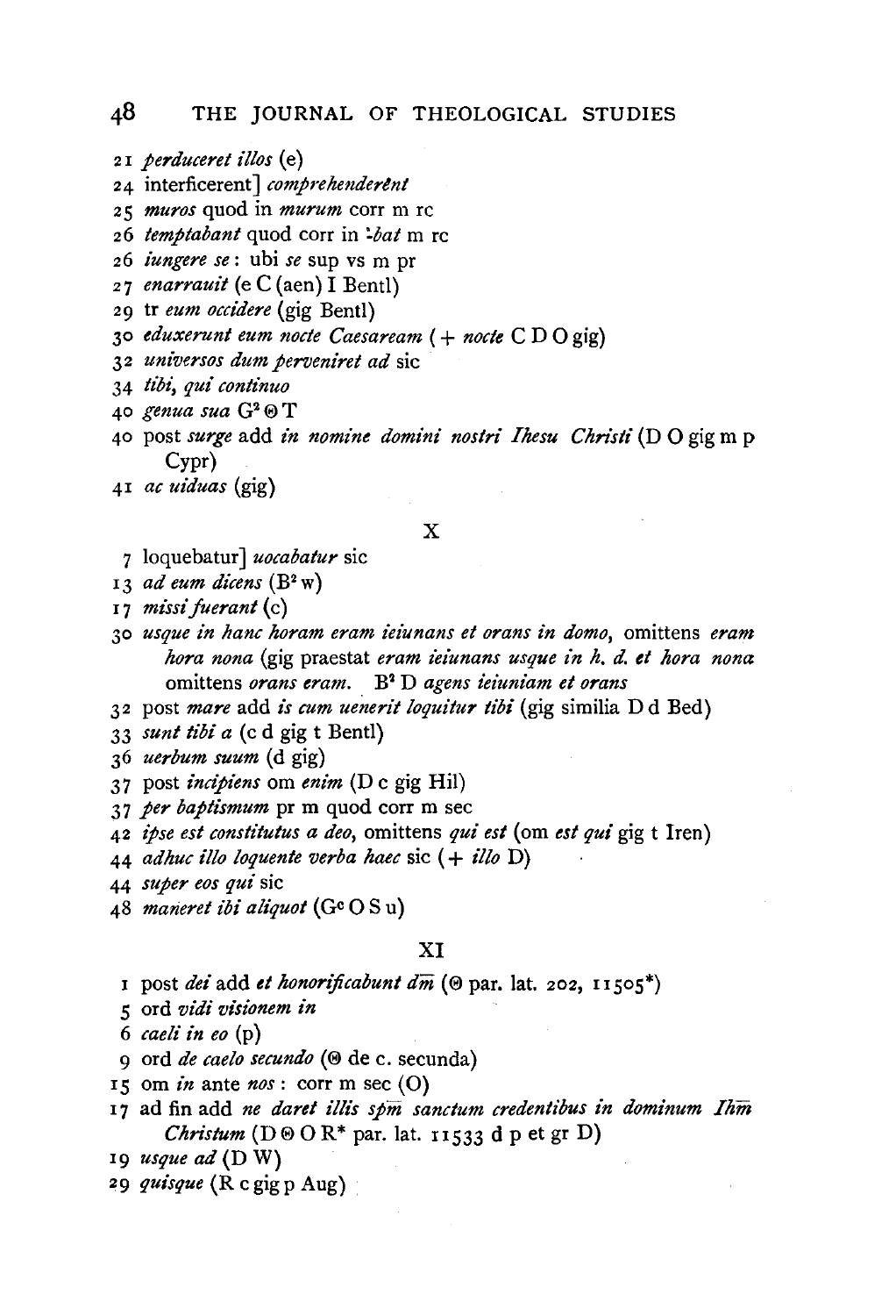21 *perduceret illos* (e)

24 interficerent] *comprehenderẽnt*

25 *muros* quod in *murum* corr m rc

26 *temptabant* quod corr in *-bat* m rc

26 *iungere se*: ubi *se* sup vs m pr

27 *enarrauit* (e C (aen) I Bentl)

29 tr *eum occidere* (gig Bentl)

30 *eduxerunt eum nocte Caesaream* (+ *nocte* C D O gig)

32 *universos dum perveniret ad* sic

34 *tibi, qui continuo*

40 *genua sua* G² Θ T

40 post *surge* add *in nomine domini nostri Ihesu Christi* (D O gig m p Cypr)

41 *ac uiduas* (gig)

## X

7 loquebatur] *uocabatur* sic

13 *ad eum dicens* (B² w)

17 *missi fuerant* (c)

30 *usque in hanc horam eram ieiunans et orans in domo*, omittens *eram hora nona* (gig praestat *eram ieiunans usque in h. d. et hora nona* omittens *orans eram*. B² D *agens ieiuniam et orans*

32 post *mare* add *is cum uenerit loquitur tibi* (gig similia D d Bed)

33 *sunt tibi a* (c d gig t Bentl)

36 *uerbum suum* (d gig)

37 post *incipiens* om *enim* (D c gig Hil)

37 *per baptismum* pr m quod corr m sec

42 *ipse est constitutus a deo*, omittens *qui est* (om *est qui* gig t Iren)

44 *adhuc illo loquente verba haec* sic (+ *illo* D)

44 *super eos qui* sic

48 *maneret ibi aliquot* (G^c O S u)

## XI

1 post *dei* add *et honorificabunt dm̄* (Θ par. lat. 202, 11505*)

5 ord *vidi visionem in*

6 *caeli in eo* (p)

9 ord *de caelo secundo* (Θ de c. secunda)

15 om *in* ante *nos*: corr m sec (O)

17 ad fin add *ne daret illis spm̄ sanctum credentibus in dominum Ihm̄ Christum* (D Θ O R* par. lat. 11533 d p et gr D)

19 *usque ad* (D W)

29 *quisque* (R c gig p Aug)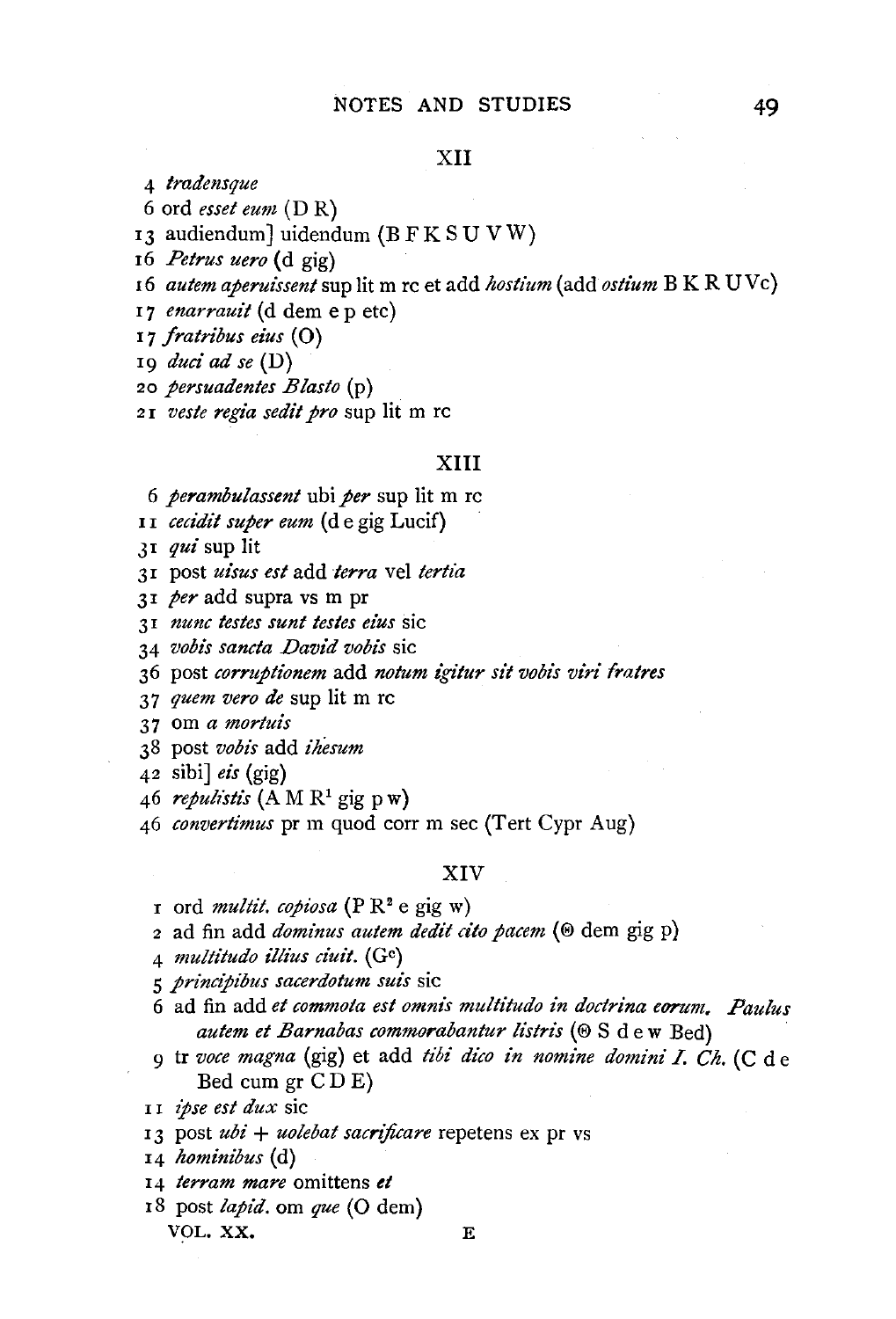### XII

4 *tradensque*

6 ord *esset eum* (D R)

13 audiendum] uidendum (B F K S U V W)

16 *Petrus uero* (d gig)

16 *autem aperuissent* sup lit m rc et add *hostium* (add *ostium* B K R U Vc)

17 *enarrauit* (d dem e p etc)

17 *fratribus eius* (O)

19 *duci ad se* (D)

20 *persuadentes Blasto* (p)

21 *veste regia sedit pro* sup lit m rc

### XIII

6 *perambulassent* ubi *per* sup lit m rc

11 *cecidit super eum* (d e gig Lucif)

31 *qui* sup lit

31 post *uisus est* add *terra* vel *tertia*

31 *per* add supra vs m pr

31 *nunc testes sunt testes eius* sic

34 *vobis sancta David vobis* sic

36 post *corruptionem* add *notum igitur sit vobis viri fratres*

37 *quem vero de* sup lit m rc

37 om *a mortuis*

38 post *vobis* add *ihesum*

42 sibi] *eis* (gig)

46 *repulistis* (A M R[1] gig p w)

46 *convertimus* pr m quod corr m sec (Tert Cypr Aug)

### XIV

1 ord *multit. copiosa* (P R[2] e gig w)

2 ad fin add *dominus autem dedit cito pacem* (Θ dem gig p)

4 *multitudo illius ciuit.* (G[c])

5 *principibus sacerdotum suis* sic

6 ad fin add *et commota est omnis multitudo in doctrina eorum. Paulus autem et Barnabas commorabantur listris* (Θ S d e w Bed)

9 tr *voce magna* (gig) et add *tibi dico in nomine domini I. Ch.* (C d e Bed cum gr C D E)

11 *ipse est dux* sic

13 post *ubi* + *uolebat sacrificare* repetens ex pr vs

14 *hominibus* (d)

14 *terram mare* omittens *et*

18 post *lapid.* om *que* (O dem)

VOL. XX. E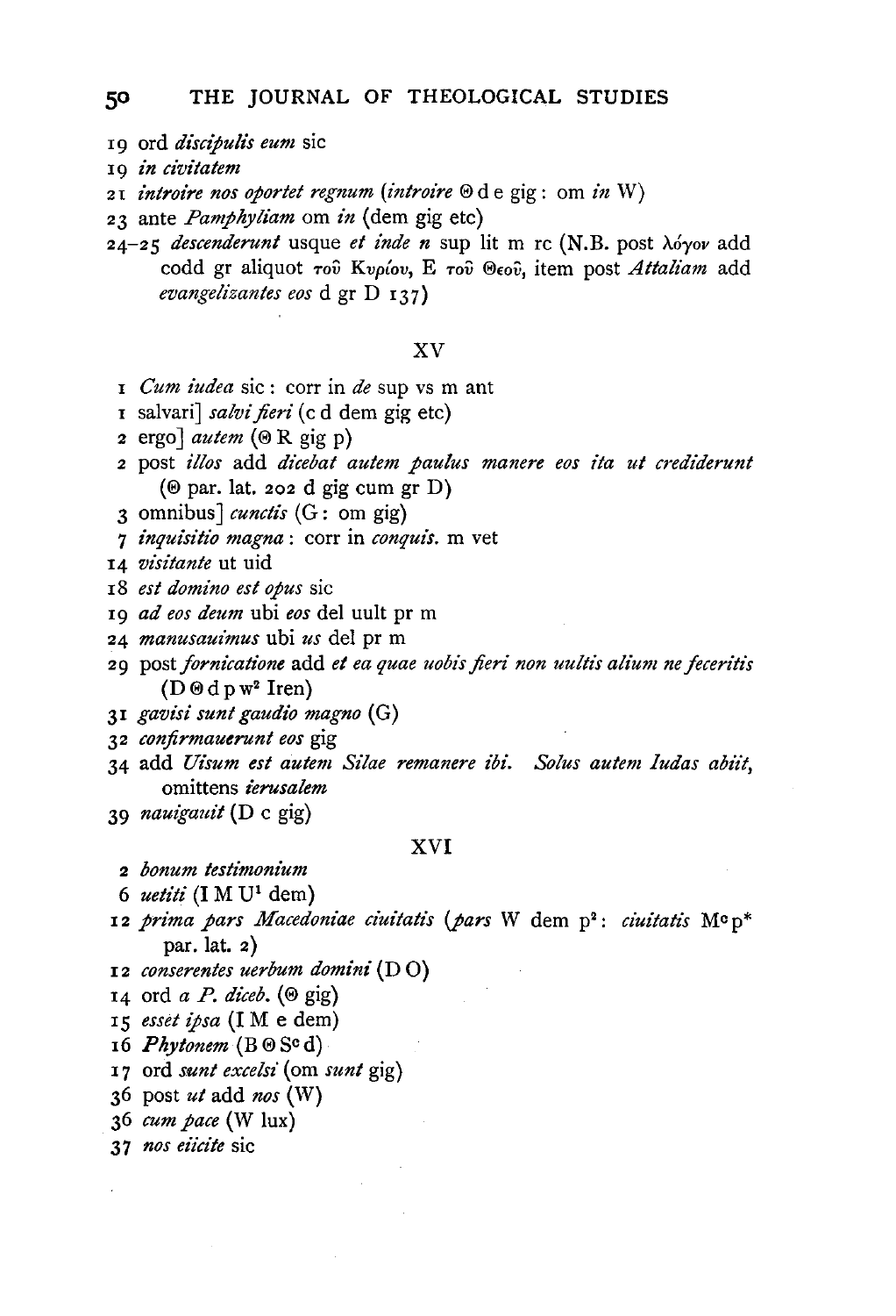19 ord *discipulis eum* sic

19 *in civitatem*

21 *introire nos oportet regnum* (*introire* Θ d e gig: om *in* W)

23 ante *Pamphyliam* om *in* (dem gig etc)

24–25 *descenderunt* usque *et inde n* sup lit m rc (N.B. post λόγον add codd gr aliquot τοῦ Κυρίου, E τοῦ Θεοῦ, item post *Attaliam* add *evangelizantes eos* d gr D 137)

XV

1 *Cum iudea* sic: corr in *de* sup vs m ant

1 salvari] *salvi fieri* (c d dem gig etc)

2 ergo] *autem* (Θ R gig p)

2 post *illos* add *dicebat autem paulus manere eos ita ut crediderunt* (Θ par. lat. 202 d gig cum gr D)

3 omnibus] *cunctis* (G: om gig)

7 *inquisitio magna*: corr in *conquis.* m vet

14 *visitante* ut uid

18 *est domino est opus* sic

19 *ad eos deum* ubi *eos* del uult pr m

24 *manusauimus* ubi *us* del pr m

29 post *fornicatione* add *et ea quae uobis fieri non uultis alium ne feceritis* (D Θ d p w[2] Iren)

31 *gavisi sunt gaudio magno* (G)

32 *confirmauerunt eos* gig

34 add *Uisum est autem Silae remanere ibi. Solus autem Iudas abiit*, omittens *ierusalem*

39 *nauigauit* (D c gig)

XVI

2 *bonum testimonium*

6 *uetiti* (I M U[1] dem)

12 *prima pars Macedoniae ciuitatis* (*pars* W dem p[2]: *ciuitatis* M[c] p* par. lat. 2)

12 *conserentes uerbum domini* (D O)

14 ord *a P. diceb.* (Θ gig)

15 *esset ipsa* (I M e dem)

16 *Phytonem* (B Θ S[c] d)

17 ord *sunt excelsi* (om *sunt* gig)

36 post *ut* add *nos* (W)

36 *cum pace* (W lux)

37 *nos eiicite* sic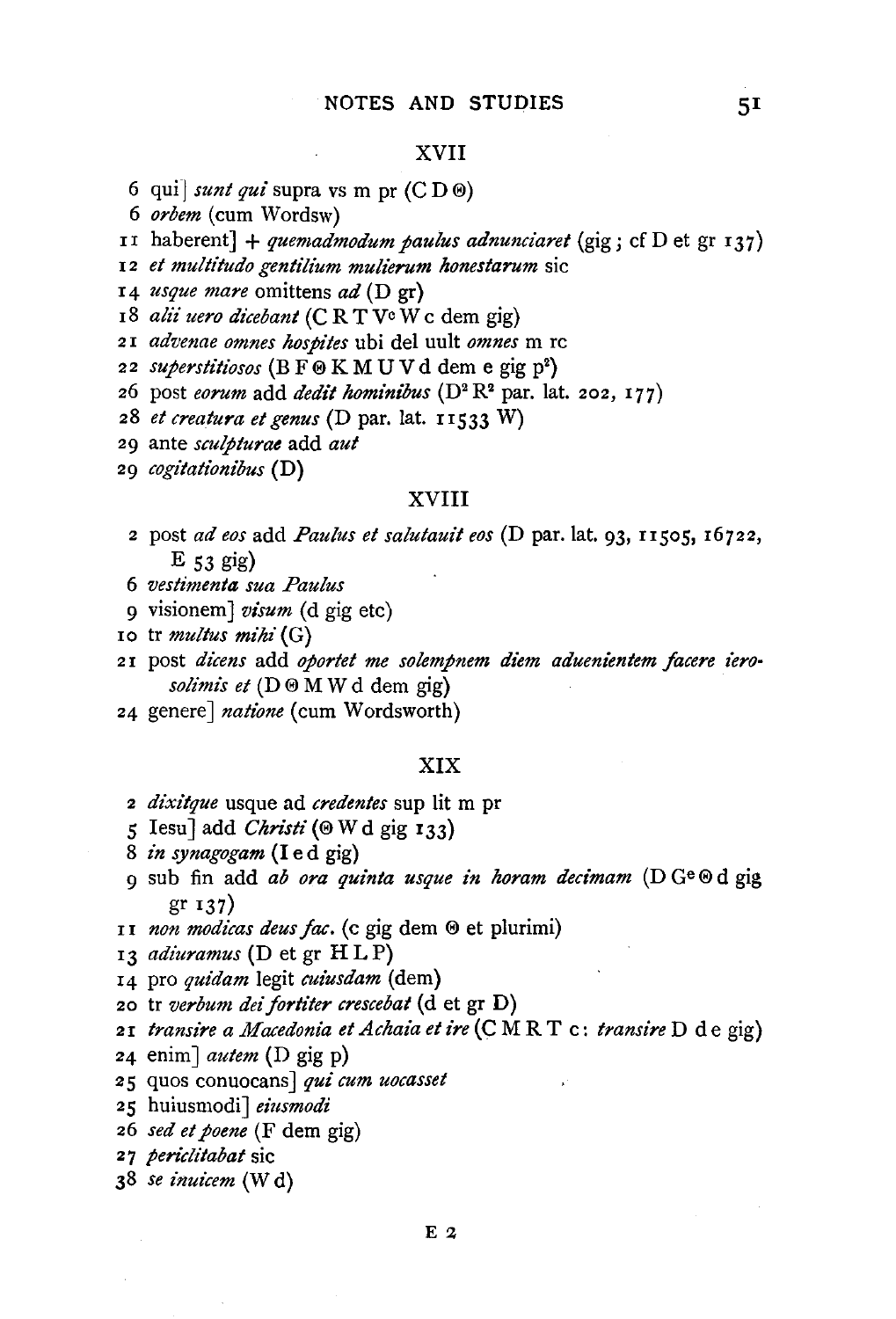## XVII

6 qui] *sunt qui* supra vs m pr (C D Θ)
6 *orbem* (cum Wordsw)
11 haberent] + *quemadmodum paulus adnunciaret* (gig ; cf D et gr 137)
12 *et multitudo gentilium mulierum honestarum* sic
14 *usque mare* omittens *ad* (D gr)
18 *alii uero dicebant* (C R T V° W c dem gig)
21 *advenae omnes hospites* ubi del uult *omnes* m rc
22 *superstitiosos* (B F Θ K M U V d dem e gig p[2])
26 post *eorum* add *dedit hominibus* (D[2] R[2] par. lat. 202, 177)
28 *et creatura et genus* (D par. lat. 11533 W)
29 ante *sculpturae* add *aut*
29 *cogitationibus* (D)

## XVIII

2 post *ad eos* add *Paulus et salutauit eos* (D par. lat. 93, 11505, 16722, E 53 gig)
6 *vestimenta sua Paulus*
9 visionem] *visum* (d gig etc)
10 tr *multus mihi* (G)
21 post *dicens* add *oportet me solempnem diem aduenientem facere ierosolimis et* (D Θ M W d dem gig)
24 genere] *natione* (cum Wordsworth)

## XIX

2 *dixitque* usque ad *credentes* sup lit m pr
5 Iesu] add *Christi* (Θ W d gig 133)
8 *in synagogam* (I e d gig)
9 sub fin add *ab ora quinta usque in horam decimam* (D G° Θ d gig gr 137)
11 *non modicas deus fac.* (c gig dem Θ et plurimi)
13 *adiuramus* (D et gr H L P)
14 pro *quidam* legit *cuiusdam* (dem)
20 tr *verbum dei fortiter crescebat* (d et gr D)
21 *transire a Macedonia et Achaia et ire* (C M R T c : *transire* D d e gig)
24 enim] *autem* (D gig p)
25 quos conuocans] *qui cum uocasset*
25 huiusmodi] *eiusmodi*
26 *sed et poene* (F dem gig)
27 *periclitabat* sic
38 *se inuicem* (W d)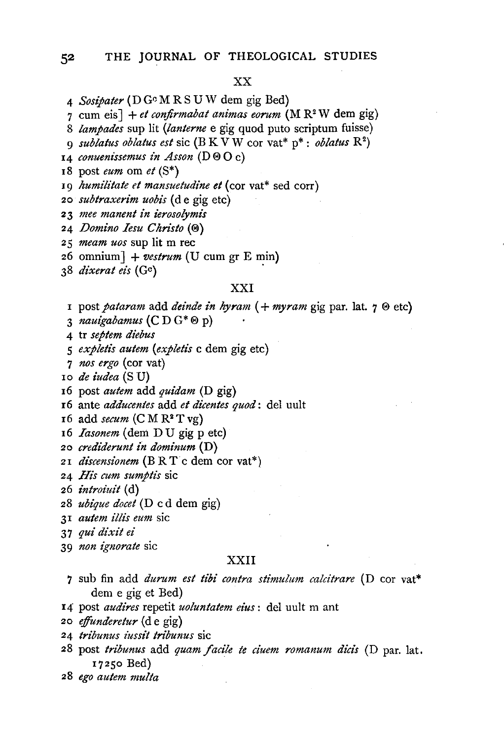## XX

4 *Sosipater* (D G^c M R S U W dem gig Bed)
7 cum eis] + *et confirmabat animas eorum* (M R² W dem gig)
8 *lampades* sup lit (*lanterne* e gig quod puto scriptum fuisse)
9 *sublatus oblatus est* sic (B K V W cor vat* p* : *oblatus* R²)
14 *conuenissemus in Asson* (D Θ O c)
18 post *eum* om *et* (S*)
19 *humilitate et mansuetudine et* (cor vat* sed corr)
20 *subtraxerim uobis* (d e gig etc)
23 *mee manent in ierosolymis*
24 *Domino Iesu Christo* (Θ)
25 *meam uos* sup lit m rec
26 omnium] + *vestrum* (U cum gr E min)
38 *dixerat eis* (G^c)

## XXI

1 post *pataram* add *deinde in hyram* (+ *myram* gig par. lat. 7 Θ etc)
3 *nauigabamus* (C D G* Θ p)
4 tr *septem diebus*
5 *expletis autem* (*expletis* c dem gig etc)
7 *nos ergo* (cor vat)
10 *de iudea* (S U)
16 post *autem* add *quidam* (D gig)
16 ante *adducentes* add *et dicentes quod*: del uult
16 add *secum* (C M R² T vg)
16 *Iasonem* (dem D U gig p etc)
20 *crediderunt in dominum* (D)
21 *discensionem* (B R T c dem cor vat*)
24 *His cum sumptis* sic
26 *introiuit* (d)
28 *ubique docet* (D c d dem gig)
31 *autem illis eum* sic
37 *qui dixit ei*
39 *non ignorate* sic

## XXII

7 sub fin add *durum est tibi contra stimulum calcitrare* (D cor vat* dem e gig et Bed)
14 post *audires* repetit *uoluntatem eius*: del uult m ant
20 *effunderetur* (d e gig)
24 *tribunus iussit tribunus* sic
28 post *tribunus* add *quam facile te ciuem romanum dicis* (D par. lat. 17250 Bed)
28 *ego autem multa*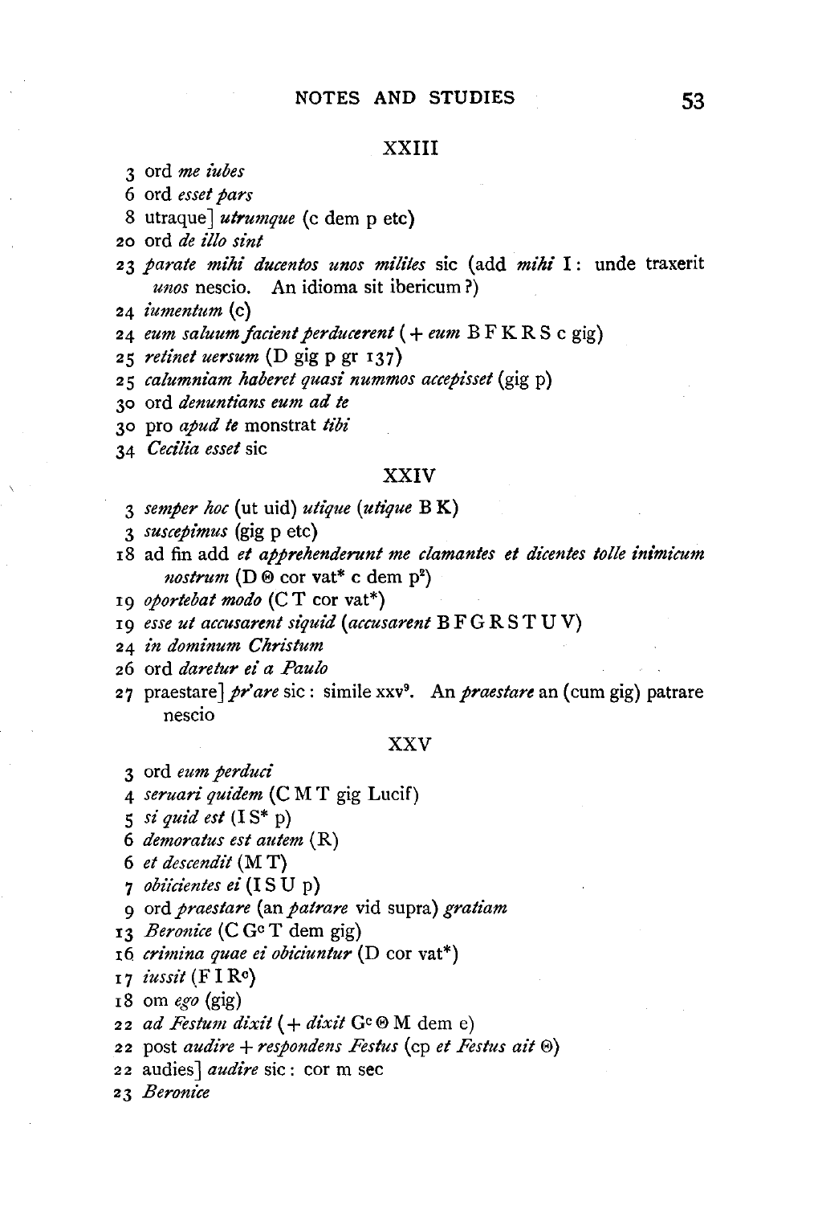## XXIII

3 ord *me iubes*

6 ord *esset pars*

8 utraque] *utrumque* (c dem p etc)

20 ord *de illo sint*

23 *parate mihi ducentos unos milites* sic (add *mihi* I: unde traxerit *unos* nescio. An idioma sit ibericum?)

24 *iumentum* (c)

24 *eum saluum facient perducerent* (+ *eum* B F K R S c gig)

25 *retinet uersum* (D gig p gr 137)

25 *calumniam haberet quasi nummos accepisset* (gig p)

30 ord *denuntians eum ad te*

30 pro *apud te* monstrat *tibi*

34 *Cecilia esset* sic

## XXIV

3 *semper hoc* (ut uid) *utique* (*utique* B K)

3 *suscepimus* (gig p etc)

18 ad fin add *et apprehenderunt me clamantes et dicentes tolle inimicum nostrum* (D Θ cor vat* c dem p²)

19 *oportebat modo* (C T cor vat*)

19 *esse ut accusarent siquid* (*accusarent* B F G R S T U V)

24 *in dominum Christum*

26 ord *daretur ei a Paulo*

27 praestare] *pr'are* sic: simile xxv⁹. An *praestare* an (cum gig) patrare nescio

## XXV

3 ord *eum perduci*

4 *seruari quidem* (C M T gig Lucif)

5 *si quid est* (I S* p)

6 *demoratus est autem* (R)

6 *et descendit* (M T)

7 *obiicientes ei* (I S U p)

9 ord *praestare* (an *patrare* vid supra) *gratiam*

13 *Beronice* (C Gᶜ T dem gig)

16 *crimina quae ei obiciuntur* (D cor vat*)

17 *iussit* (F I Rᶜ)

18 om *ego* (gig)

22 *ad Festum dixit* (+ *dixit* Gᶜ Θ M dem e)

22 post *audire* + *respondens Festus* (cp *et Festus ait* Θ)

22 audies] *audire* sic: cor m sec

23 *Beronice*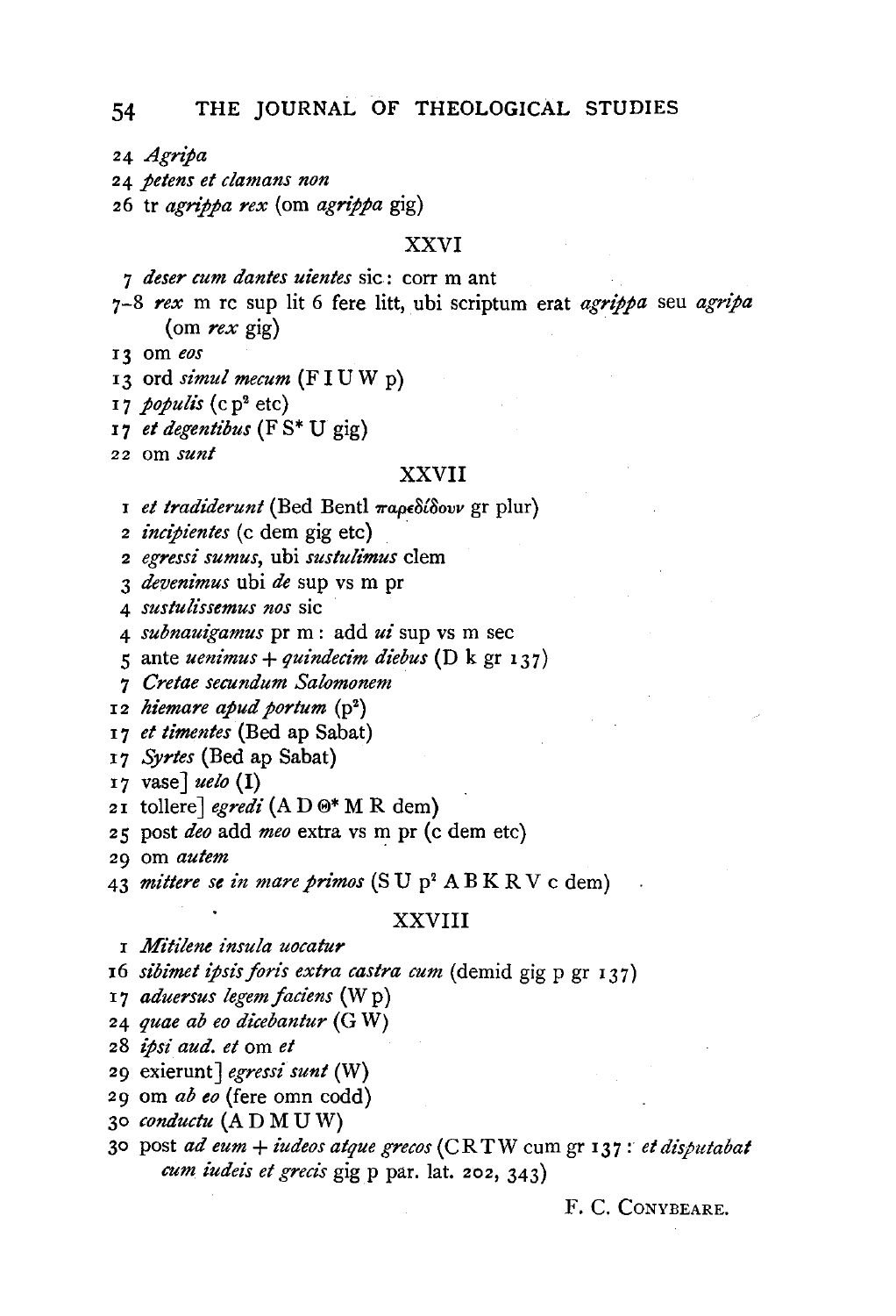24 *Agripa*

24 *petens et clamans non*

26 tr *agrippa rex* (om *agrippa* gig)

### XXVI

7 *deser cum dantes uientes* sic: corr m ant

7–8 *rex* m rc sup lit 6 fere litt, ubi scriptum erat *agrippa* seu *agripa* (om *rex* gig)

13 om *eos*

13 ord *simul mecum* (F I U W p)

17 *populis* (c p² etc)

17 *et degentibus* (F S* U gig)

22 om *sunt*

### XXVII

1 *et tradiderunt* (Bed Bentl παρεδίδουν gr plur)

2 *incipientes* (c dem gig etc)

2 *egressi sumus*, ubi *sustulimus* clem

3 *deuenimus* ubi *de* sup vs m pr

4 *sustulissemus nos* sic

4 *subnauigamus* pr m: add *ui* sup vs m sec

5 ante *uenimus* + *quindecim diebus* (D k gr 137)

7 *Cretae secundum Salomonem*

12 *hiemare apud portum* (p²)

17 *et timentes* (Bed ap Sabat)

17 *Syrtes* (Bed ap Sabat)

17 vase] *uelo* (I)

21 tollere] *egredi* (A D Θ* M R dem)

25 post *deo* add *meo* extra vs m pr (c dem etc)

29 om *autem*

43 *mittere se in mare primos* (S U p² A B K R V c dem)

### XXVIII

1 *Mitilene insula uocatur*

16 *sibimet ipsis foris extra castra cum* (demid gig p gr 137)

17 *aduersus legem faciens* (W p)

24 *quae ab eo dicebantur* (G W)

28 *ipsi aud. et* om *et*

29 exierunt] *egressi sunt* (W)

29 om *ab eo* (fere omn codd)

30 *conductu* (A D M U W)

30 post *ad eum* + *iudeos atque grecos* (C R T W cum gr 137: *et disputabat cum iudeis et grecis* gig p par. lat. 202, 343)

F. C. Conybeare.